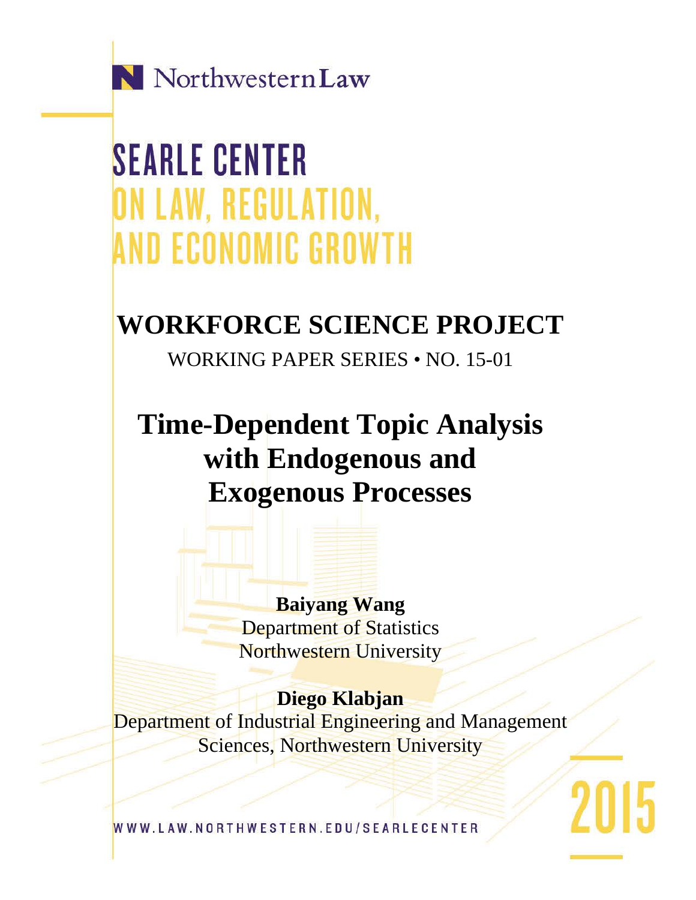Northwestern Law

# SEARLE CENTER ON LAW, REGULATION, AND ECONOMIC GROWTH

## WORKFORCE SCIENCE PROJECT

WORKING PAPER SERIES • NO. 15-01

# Time-Dependent Topic Analysis with Endogenous and Exogenous Processes

**Baiyang Wang**
Department of Statistics
Northwestern University

**Diego Klabjan**
Department of Industrial Engineering and Management Sciences, Northwestern University

WWW.LAW.NORTHWESTERN.EDU/SEARLECENTER

2015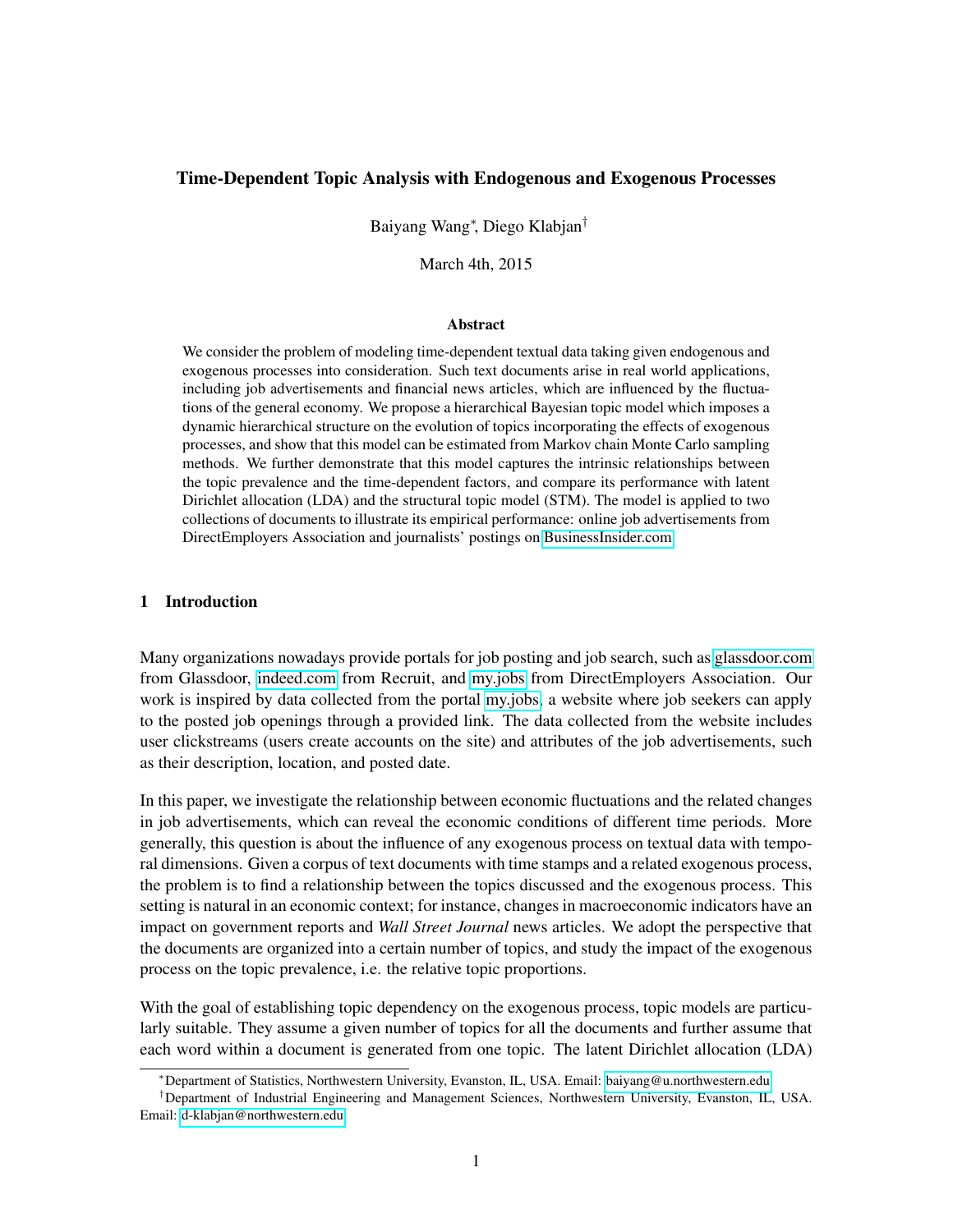# Time-Dependent Topic Analysis with Endogenous and Exogenous Processes

Baiyang Wang[*], Diego Klabjan[†]

March 4th, 2015

### Abstract

We consider the problem of modeling time-dependent textual data taking given endogenous and exogenous processes into consideration. Such text documents arise in real world applications, including job advertisements and financial news articles, which are influenced by the fluctuations of the general economy. We propose a hierarchical Bayesian topic model which imposes a dynamic hierarchical structure on the evolution of topics incorporating the effects of exogenous processes, and show that this model can be estimated from Markov chain Monte Carlo sampling methods. We further demonstrate that this model captures the intrinsic relationships between the topic prevalence and the time-dependent factors, and compare its performance with latent Dirichlet allocation (LDA) and the structural topic model (STM). The model is applied to two collections of documents to illustrate its empirical performance: online job advertisements from DirectEmployers Association and journalists' postings on BusinessInsider.com.

## 1 Introduction

Many organizations nowadays provide portals for job posting and job search, such as glassdoor.com from Glassdoor, indeed.com from Recruit, and my.jobs from DirectEmployers Association. Our work is inspired by data collected from the portal my.jobs, a website where job seekers can apply to the posted job openings through a provided link. The data collected from the website includes user clickstreams (users create accounts on the site) and attributes of the job advertisements, such as their description, location, and posted date.

In this paper, we investigate the relationship between economic fluctuations and the related changes in job advertisements, which can reveal the economic conditions of different time periods. More generally, this question is about the influence of any exogenous process on textual data with temporal dimensions. Given a corpus of text documents with time stamps and a related exogenous process, the problem is to find a relationship between the topics discussed and the exogenous process. This setting is natural in an economic context; for instance, changes in macroeconomic indicators have an impact on government reports and *Wall Street Journal* news articles. We adopt the perspective that the documents are organized into a certain number of topics, and study the impact of the exogenous process on the topic prevalence, i.e. the relative topic proportions.

With the goal of establishing topic dependency on the exogenous process, topic models are particularly suitable. They assume a given number of topics for all the documents and further assume that each word within a document is generated from one topic. The latent Dirichlet allocation (LDA)

[*] Department of Statistics, Northwestern University, Evanston, IL, USA. Email: baiyang@u.northwestern.edu

[†] Department of Industrial Engineering and Management Sciences, Northwestern University, Evanston, IL, USA. Email: d-klabjan@northwestern.edu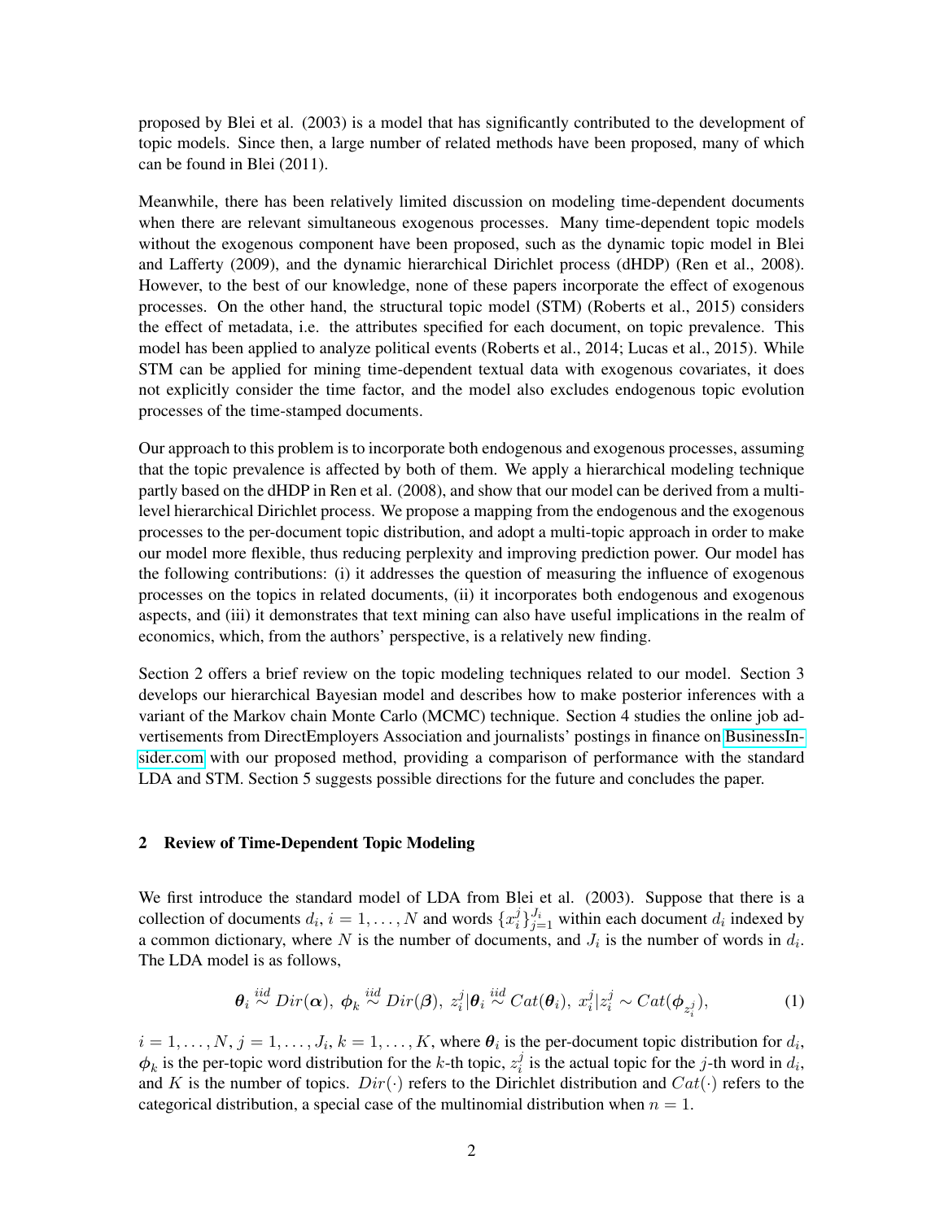proposed by Blei et al. (2003) is a model that has significantly contributed to the development of topic models. Since then, a large number of related methods have been proposed, many of which can be found in Blei (2011).

Meanwhile, there has been relatively limited discussion on modeling time-dependent documents when there are relevant simultaneous exogenous processes. Many time-dependent topic models without the exogenous component have been proposed, such as the dynamic topic model in Blei and Lafferty (2009), and the dynamic hierarchical Dirichlet process (dHDP) (Ren et al., 2008). However, to the best of our knowledge, none of these papers incorporate the effect of exogenous processes. On the other hand, the structural topic model (STM) (Roberts et al., 2015) considers the effect of metadata, i.e. the attributes specified for each document, on topic prevalence. This model has been applied to analyze political events (Roberts et al., 2014; Lucas et al., 2015). While STM can be applied for mining time-dependent textual data with exogenous covariates, it does not explicitly consider the time factor, and the model also excludes endogenous topic evolution processes of the time-stamped documents.

Our approach to this problem is to incorporate both endogenous and exogenous processes, assuming that the topic prevalence is affected by both of them. We apply a hierarchical modeling technique partly based on the dHDP in Ren et al. (2008), and show that our model can be derived from a multi-level hierarchical Dirichlet process. We propose a mapping from the endogenous and the exogenous processes to the per-document topic distribution, and adopt a multi-topic approach in order to make our model more flexible, thus reducing perplexity and improving prediction power. Our model has the following contributions: (i) it addresses the question of measuring the influence of exogenous processes on the topics in related documents, (ii) it incorporates both endogenous and exogenous aspects, and (iii) it demonstrates that text mining can also have useful implications in the realm of economics, which, from the authors' perspective, is a relatively new finding.

Section 2 offers a brief review on the topic modeling techniques related to our model. Section 3 develops our hierarchical Bayesian model and describes how to make posterior inferences with a variant of the Markov chain Monte Carlo (MCMC) technique. Section 4 studies the online job advertisements from DirectEmployers Association and journalists' postings in finance on BusinessInsider.com with our proposed method, providing a comparison of performance with the standard LDA and STM. Section 5 suggests possible directions for the future and concludes the paper.

## 2 Review of Time-Dependent Topic Modeling

We first introduce the standard model of LDA from Blei et al. (2003). Suppose that there is a collection of documents $d_i$, $i = 1, \dots, N$ and words $\{x_i^j\}_{j=1}^{J_i}$ within each document $d_i$ indexed by a common dictionary, where $N$ is the number of documents, and $J_i$ is the number of words in $d_i$. The LDA model is as follows,

$$\boldsymbol{\theta}_i \overset{iid}{\sim} Dir(\boldsymbol{\alpha}),\ \boldsymbol{\phi}_k \overset{iid}{\sim} Dir(\boldsymbol{\beta}),\ z_i^j|\boldsymbol{\theta}_i \overset{iid}{\sim} Cat(\boldsymbol{\theta}_i),\ x_i^j|z_i^j \sim Cat(\boldsymbol{\phi}_{z_i^j}), \tag{1}$$

$i = 1, \dots, N$, $j = 1, \dots, J_i$, $k = 1, \dots, K$, where $\boldsymbol{\theta}_i$ is the per-document topic distribution for $d_i$, $\boldsymbol{\phi}_k$ is the per-topic word distribution for the $k$-th topic, $z_i^j$ is the actual topic for the $j$-th word in $d_i$, and $K$ is the number of topics. $Dir(\cdot)$ refers to the Dirichlet distribution and $Cat(\cdot)$ refers to the categorical distribution, a special case of the multinomial distribution when $n = 1$.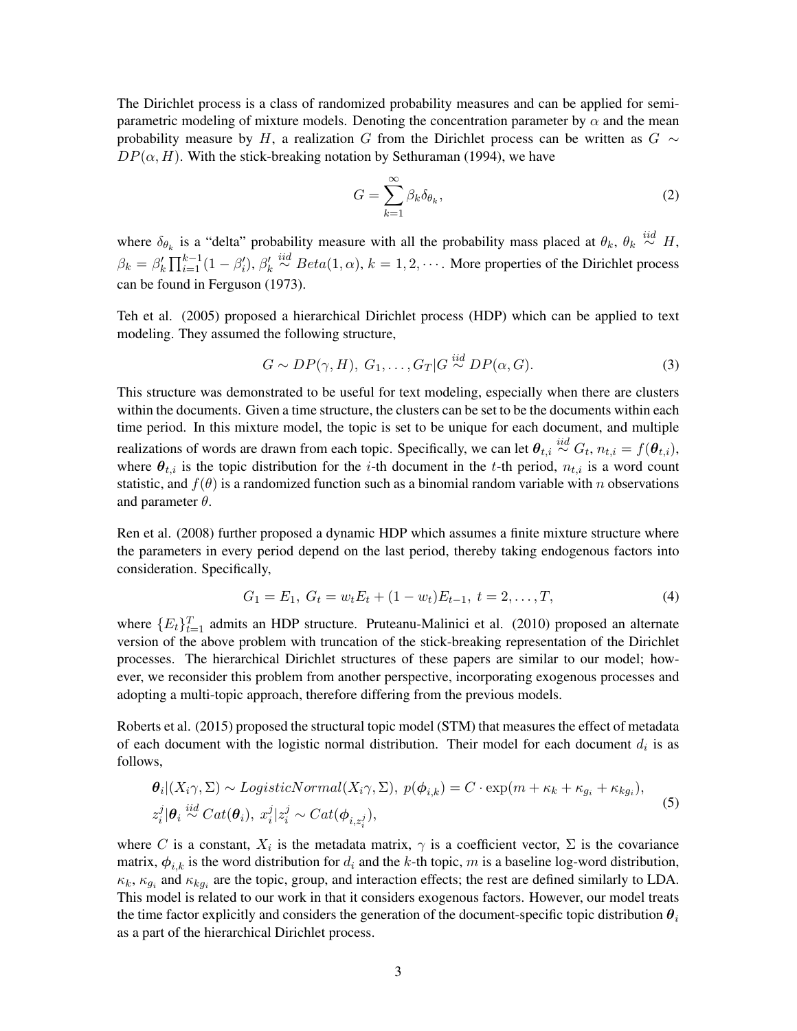The Dirichlet process is a class of randomized probability measures and can be applied for semi-parametric modeling of mixture models. Denoting the concentration parameter by $\alpha$ and the mean probability measure by $H$, a realization $G$ from the Dirichlet process can be written as $G \sim DP(\alpha, H)$. With the stick-breaking notation by Sethuraman (1994), we have

$$G = \sum_{k=1}^{\infty} \beta_k \delta_{\theta_k}, \tag{2}$$

where $\delta_{\theta_k}$ is a "delta" probability measure with all the probability mass placed at $\theta_k$, $\theta_k \overset{iid}{\sim} H$, $\beta_k = \beta'_k \prod_{i=1}^{k-1}(1 - \beta'_i)$, $\beta'_k \overset{iid}{\sim} Beta(1, \alpha)$, $k = 1, 2, \cdots$. More properties of the Dirichlet process can be found in Ferguson (1973).

Teh et al. (2005) proposed a hierarchical Dirichlet process (HDP) which can be applied to text modeling. They assumed the following structure,

$$G \sim DP(\gamma, H),\ G_1, \ldots, G_T | G \overset{iid}{\sim} DP(\alpha, G). \tag{3}$$

This structure was demonstrated to be useful for text modeling, especially when there are clusters within the documents. Given a time structure, the clusters can be set to be the documents within each time period. In this mixture model, the topic is set to be unique for each document, and multiple realizations of words are drawn from each topic. Specifically, we can let $\boldsymbol{\theta}_{t,i} \overset{iid}{\sim} G_t$, $n_{t,i} = f(\boldsymbol{\theta}_{t,i})$, where $\boldsymbol{\theta}_{t,i}$ is the topic distribution for the $i$-th document in the $t$-th period, $n_{t,i}$ is a word count statistic, and $f(\theta)$ is a randomized function such as a binomial random variable with $n$ observations and parameter $\theta$.

Ren et al. (2008) further proposed a dynamic HDP which assumes a finite mixture structure where the parameters in every period depend on the last period, thereby taking endogenous factors into consideration. Specifically,

$$G_1 = E_1,\ G_t = w_t E_t + (1 - w_t) E_{t-1},\ t = 2, \ldots, T, \tag{4}$$

where $\{E_t\}_{t=1}^{T}$ admits an HDP structure. Pruteanu-Malinici et al. (2010) proposed an alternate version of the above problem with truncation of the stick-breaking representation of the Dirichlet processes. The hierarchical Dirichlet structures of these papers are similar to our model; however, we reconsider this problem from another perspective, incorporating exogenous processes and adopting a multi-topic approach, therefore differing from the previous models.

Roberts et al. (2015) proposed the structural topic model (STM) that measures the effect of metadata of each document with the logistic normal distribution. Their model for each document $d_i$ is as follows,

$$\begin{aligned}
&\boldsymbol{\theta}_i | (X_i\gamma, \Sigma) \sim LogisticNormal(X_i\gamma, \Sigma),\ p(\boldsymbol{\phi}_{i,k}) = C \cdot \exp(m + \kappa_k + \kappa_{g_i} + \kappa_{kg_i}), \\
&z_i^j | \boldsymbol{\theta}_i \overset{iid}{\sim} Cat(\boldsymbol{\theta}_i),\ x_i^j | z_i^j \sim Cat(\boldsymbol{\phi}_{i,z_i^j}),
\end{aligned} \tag{5}$$

where $C$ is a constant, $X_i$ is the metadata matrix, $\gamma$ is a coefficient vector, $\Sigma$ is the covariance matrix, $\boldsymbol{\phi}_{i,k}$ is the word distribution for $d_i$ and the $k$-th topic, $m$ is a baseline log-word distribution, $\kappa_k$, $\kappa_{g_i}$ and $\kappa_{kg_i}$ are the topic, group, and interaction effects; the rest are defined similarly to LDA. This model is related to our work in that it considers exogenous factors. However, our model treats the time factor explicitly and considers the generation of the document-specific topic distribution $\boldsymbol{\theta}_i$ as a part of the hierarchical Dirichlet process.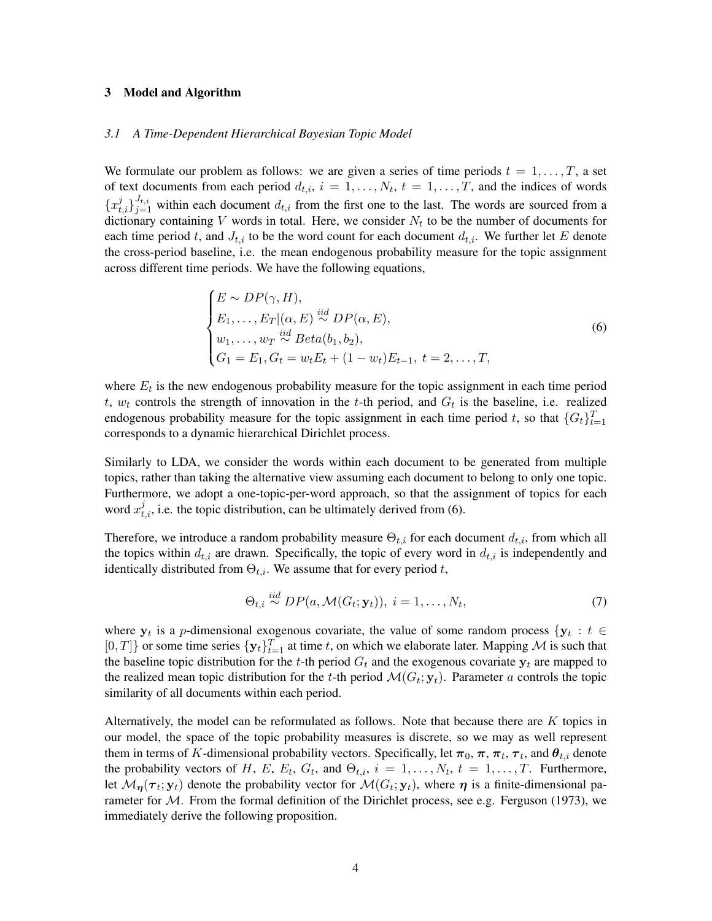## 3 Model and Algorithm

### *3.1 A Time-Dependent Hierarchical Bayesian Topic Model*

We formulate our problem as follows: we are given a series of time periods $t = 1, \ldots, T$, a set of text documents from each period $d_{t,i}$, $i = 1, \ldots, N_t$, $t = 1, \ldots, T$, and the indices of words $\{x_{t,i}^j\}_{j=1}^{J_{t,i}}$ within each document $d_{t,i}$ from the first one to the last. The words are sourced from a dictionary containing $V$ words in total. Here, we consider $N_t$ to be the number of documents for each time period $t$, and $J_{t,i}$ to be the word count for each document $d_{t,i}$. We further let $E$ denote the cross-period baseline, i.e. the mean endogenous probability measure for the topic assignment across different time periods. We have the following equations,

$$
\begin{cases}
E \sim DP(\gamma, H), \\
E_1, \ldots, E_T | (\alpha, E) \overset{iid}{\sim} DP(\alpha, E), \\
w_1, \ldots, w_T \overset{iid}{\sim} Beta(b_1, b_2), \\
G_1 = E_1, G_t = w_t E_t + (1 - w_t) E_{t-1}, \ t = 2, \ldots, T,
\end{cases}
\tag{6}
$$

where $E_t$ is the new endogenous probability measure for the topic assignment in each time period $t$, $w_t$ controls the strength of innovation in the $t$-th period, and $G_t$ is the baseline, i.e. realized endogenous probability measure for the topic assignment in each time period $t$, so that $\{G_t\}_{t=1}^T$ corresponds to a dynamic hierarchical Dirichlet process.

Similarly to LDA, we consider the words within each document to be generated from multiple topics, rather than taking the alternative view assuming each document to belong to only one topic. Furthermore, we adopt a one-topic-per-word approach, so that the assignment of topics for each word $x_{t,i}^j$, i.e. the topic distribution, can be ultimately derived from (6).

Therefore, we introduce a random probability measure $\Theta_{t,i}$ for each document $d_{t,i}$, from which all the topics within $d_{t,i}$ are drawn. Specifically, the topic of every word in $d_{t,i}$ is independently and identically distributed from $\Theta_{t,i}$. We assume that for every period $t$,

$$
\Theta_{t,i} \overset{iid}{\sim} DP(a, \mathcal{M}(G_t; \mathbf{y}_t)), \ i = 1, \ldots, N_t,
\tag{7}
$$

where $\mathbf{y}_t$ is a $p$-dimensional exogenous covariate, the value of some random process $\{\mathbf{y}_t : t \in [0, T]\}$ or some time series $\{\mathbf{y}_t\}_{t=1}^T$ at time $t$, on which we elaborate later. Mapping $\mathcal{M}$ is such that the baseline topic distribution for the $t$-th period $G_t$ and the exogenous covariate $\mathbf{y}_t$ are mapped to the realized mean topic distribution for the $t$-th period $\mathcal{M}(G_t; \mathbf{y}_t)$. Parameter $a$ controls the topic similarity of all documents within each period.

Alternatively, the model can be reformulated as follows. Note that because there are $K$ topics in our model, the space of the topic probability measures is discrete, so we may as well represent them in terms of $K$-dimensional probability vectors. Specifically, let $\boldsymbol{\pi}_0$, $\boldsymbol{\pi}$, $\boldsymbol{\pi}_t$, $\boldsymbol{\tau}_t$, and $\boldsymbol{\theta}_{t,i}$ denote the probability vectors of $H$, $E$, $E_t$, $G_t$, and $\Theta_{t,i}$, $i = 1, \ldots, N_t$, $t = 1, \ldots, T$. Furthermore, let $\mathcal{M}_{\boldsymbol{\eta}}(\boldsymbol{\tau}_t; \mathbf{y}_t)$ denote the probability vector for $\mathcal{M}(G_t; \mathbf{y}_t)$, where $\boldsymbol{\eta}$ is a finite-dimensional parameter for $\mathcal{M}$. From the formal definition of the Dirichlet process, see e.g. Ferguson (1973), we immediately derive the following proposition.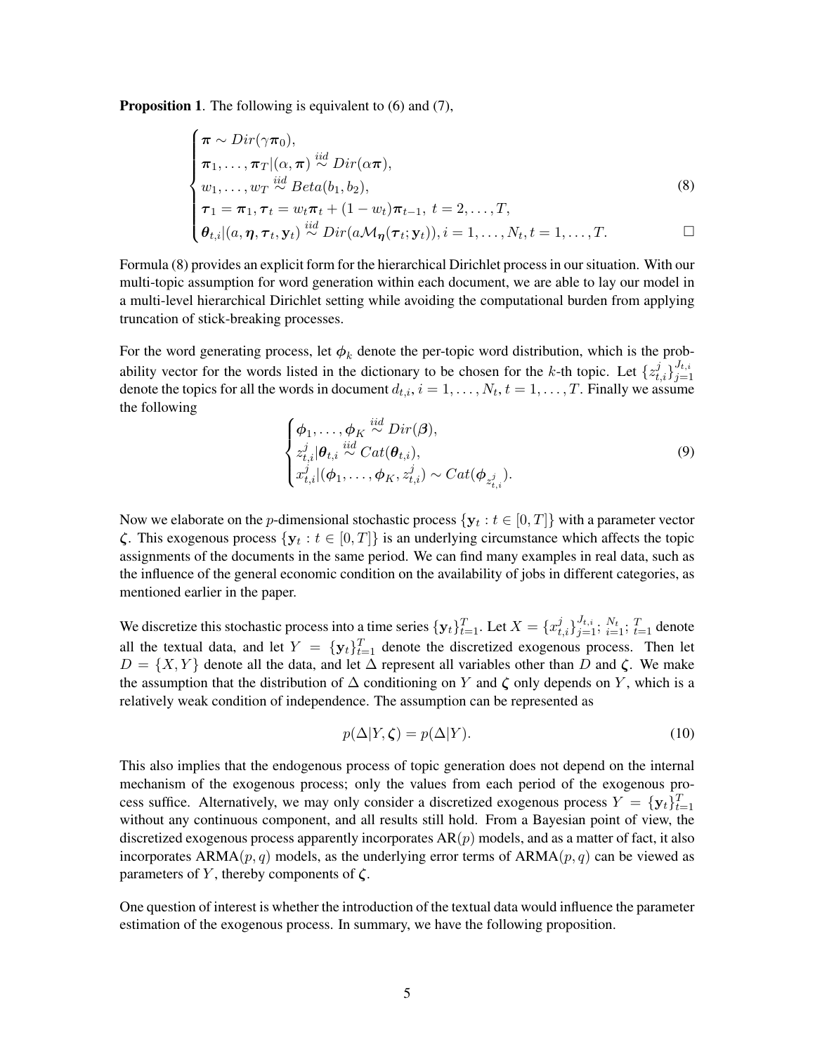**Proposition 1**. The following is equivalent to (6) and (7),

$$
\begin{cases}
\boldsymbol{\pi} \sim Dir(\gamma \boldsymbol{\pi}_0), \\
\boldsymbol{\pi}_1, \ldots, \boldsymbol{\pi}_T | (\alpha, \boldsymbol{\pi}) \overset{iid}{\sim} Dir(\alpha \boldsymbol{\pi}), \\
w_1, \ldots, w_T \overset{iid}{\sim} Beta(b_1, b_2), \\
\boldsymbol{\tau}_1 = \boldsymbol{\pi}_1, \boldsymbol{\tau}_t = w_t \boldsymbol{\pi}_t + (1 - w_t) \boldsymbol{\pi}_{t-1}, \ t = 2, \ldots, T, \\
\boldsymbol{\theta}_{t,i} | (a, \boldsymbol{\eta}, \boldsymbol{\tau}_t, \mathbf{y}_t) \overset{iid}{\sim} Dir(a \mathcal{M}_{\boldsymbol{\eta}}(\boldsymbol{\tau}_t; \mathbf{y}_t)), i = 1, \ldots, N_t, t = 1, \ldots, T.
\end{cases}
\tag{8}
$$

$\square$

Formula (8) provides an explicit form for the hierarchical Dirichlet process in our situation. With our multi-topic assumption for word generation within each document, we are able to lay our model in a multi-level hierarchical Dirichlet setting while avoiding the computational burden from applying truncation of stick-breaking processes.

For the word generating process, let $\boldsymbol{\phi}_k$ denote the per-topic word distribution, which is the probability vector for the words listed in the dictionary to be chosen for the $k$-th topic. Let $\{z_{t,i}^j\}_{j=1}^{J_{t,i}}$ denote the topics for all the words in document $d_{t,i}, i = 1, \ldots, N_t, t = 1, \ldots, T$. Finally we assume the following

$$
\begin{cases}
\boldsymbol{\phi}_1, \ldots, \boldsymbol{\phi}_K \overset{iid}{\sim} Dir(\boldsymbol{\beta}), \\
z_{t,i}^j | \boldsymbol{\theta}_{t,i} \overset{iid}{\sim} Cat(\boldsymbol{\theta}_{t,i}), \\
x_{t,i}^j | (\boldsymbol{\phi}_1, \ldots, \boldsymbol{\phi}_K, z_{t,i}^j) \sim Cat(\boldsymbol{\phi}_{z_{t,i}^j}).
\end{cases}
\tag{9}
$$

Now we elaborate on the $p$-dimensional stochastic process $\{\mathbf{y}_t : t \in [0, T]\}$ with a parameter vector $\boldsymbol{\zeta}$. This exogenous process $\{\mathbf{y}_t : t \in [0, T]\}$ is an underlying circumstance which affects the topic assignments of the documents in the same period. We can find many examples in real data, such as the influence of the general economic condition on the availability of jobs in different categories, as mentioned earlier in the paper.

We discretize this stochastic process into a time series $\{\mathbf{y}_t\}_{t=1}^T$. Let $X = \{x_{t,i}^j\}_{j=1}^{J_{t,i}}; {}_{i=1}^{N_t}; {}_{t=1}^{T}$ denote all the textual data, and let $Y = \{\mathbf{y}_t\}_{t=1}^T$ denote the discretized exogenous process. Then let $D = \{X, Y\}$ denote all the data, and let $\Delta$ represent all variables other than $D$ and $\boldsymbol{\zeta}$. We make the assumption that the distribution of $\Delta$ conditioning on $Y$ and $\boldsymbol{\zeta}$ only depends on $Y$, which is a relatively weak condition of independence. The assumption can be represented as

$$
p(\Delta | Y, \boldsymbol{\zeta}) = p(\Delta | Y). \tag{10}
$$

This also implies that the endogenous process of topic generation does not depend on the internal mechanism of the exogenous process; only the values from each period of the exogenous process suffice. Alternatively, we may only consider a discretized exogenous process $Y = \{\mathbf{y}_t\}_{t=1}^T$ without any continuous component, and all results still hold. From a Bayesian point of view, the discretized exogenous process apparently incorporates AR($p$) models, and as a matter of fact, it also incorporates ARMA($p, q$) models, as the underlying error terms of ARMA($p, q$) can be viewed as parameters of $Y$, thereby components of $\boldsymbol{\zeta}$.

One question of interest is whether the introduction of the textual data would influence the parameter estimation of the exogenous process. In summary, we have the following proposition.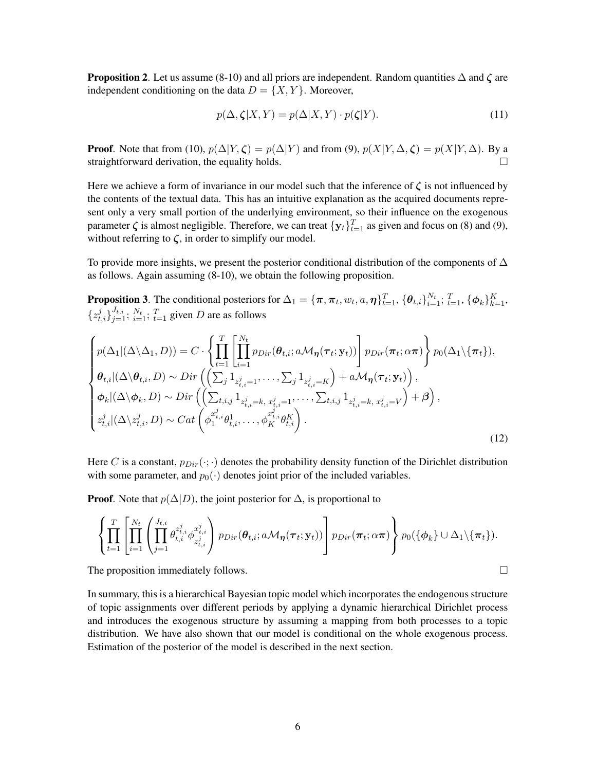**Proposition 2**. Let us assume (8-10) and all priors are independent. Random quantities $\Delta$ and $\boldsymbol{\zeta}$ are independent conditioning on the data $D = \{X, Y\}$. Moreover,

$$p(\Delta, \boldsymbol{\zeta}|X, Y) = p(\Delta|X, Y) \cdot p(\boldsymbol{\zeta}|Y). \tag{11}$$

**Proof**. Note that from (10), $p(\Delta|Y, \boldsymbol{\zeta}) = p(\Delta|Y)$ and from (9), $p(X|Y, \Delta, \boldsymbol{\zeta}) = p(X|Y, \Delta)$. By a straightforward derivation, the equality holds. $\square$

Here we achieve a form of invariance in our model such that the inference of $\boldsymbol{\zeta}$ is not influenced by the contents of the textual data. This has an intuitive explanation as the acquired documents represent only a very small portion of the underlying environment, so their influence on the exogenous parameter $\boldsymbol{\zeta}$ is almost negligible. Therefore, we can treat $\{\mathbf{y}_t\}_{t=1}^T$ as given and focus on (8) and (9), without referring to $\boldsymbol{\zeta}$, in order to simplify our model.

To provide more insights, we present the posterior conditional distribution of the components of $\Delta$ as follows. Again assuming (8-10), we obtain the following proposition.

**Proposition 3**. The conditional posteriors for $\Delta_1 = \{\boldsymbol{\pi}, \boldsymbol{\pi}_t, w_t, a, \boldsymbol{\eta}\}_{t=1}^T$, $\{\boldsymbol{\theta}_{t,i}\}_{i=1}^{N_t}; {}_{t=1}^{T}$, $\{\boldsymbol{\phi}_k\}_{k=1}^K$, $\{z_{t,i}^j\}_{j=1}^{J_{t,i}}; {}_{i=1}^{N_t}; {}_{t=1}^{T}$ given $D$ are as follows

$$\begin{cases} p(\Delta_1|(\Delta\backslash\Delta_1, D)) = C \cdot \left\{ \prod_{t=1}^{T} \left[ \prod_{i=1}^{N_t} p_{Dir}(\boldsymbol{\theta}_{t,i}; a\mathcal{M}_{\boldsymbol{\eta}}(\boldsymbol{\tau}_t; \mathbf{y}_t)) \right] p_{Dir}(\boldsymbol{\pi}_t; \alpha\boldsymbol{\pi}) \right\} p_0(\Delta_1\backslash\{\boldsymbol{\pi}_t\}), \\ \boldsymbol{\theta}_{t,i}|(\Delta\backslash\boldsymbol{\theta}_{t,i}, D) \sim Dir\left( \left( \sum_j 1_{z_{t,i}^j=1}, \ldots, \sum_j 1_{z_{t,i}^j=K} \right) + a\mathcal{M}_{\boldsymbol{\eta}}(\boldsymbol{\tau}_t; \mathbf{y}_t) \right), \\ \boldsymbol{\phi}_k|(\Delta\backslash\boldsymbol{\phi}_k, D) \sim Dir\left( \left( \sum_{t,i,j} 1_{z_{t,i}^j=k,\, x_{t,i}^j=1}, \ldots, \sum_{t,i,j} 1_{z_{t,i}^j=k,\, x_{t,i}^j=V} \right) + \boldsymbol{\beta} \right), \\ z_{t,i}^j|(\Delta\backslash z_{t,i}^j, D) \sim Cat\left( \phi_1^{x_{t,i}^j}\theta_{t,i}^1, \ldots, \phi_K^{x_{t,i}^j}\theta_{t,i}^K \right). \end{cases} \tag{12}$$

Here $C$ is a constant, $p_{Dir}(\cdot;\cdot)$ denotes the probability density function of the Dirichlet distribution with some parameter, and $p_0(\cdot)$ denotes joint prior of the included variables.

**Proof**. Note that $p(\Delta|D)$, the joint posterior for $\Delta$, is proportional to

$$\left\{ \prod_{t=1}^{T} \left[ \prod_{i=1}^{N_t} \left( \prod_{j=1}^{J_{t,i}} \theta_{t,i}^{z_{t,i}^j} \phi_{z_{t,i}^j}^{x_{t,i}^j} \right) p_{Dir}(\boldsymbol{\theta}_{t,i}; a\mathcal{M}_{\boldsymbol{\eta}}(\boldsymbol{\tau}_t; \mathbf{y}_t)) \right] p_{Dir}(\boldsymbol{\pi}_t; \alpha\boldsymbol{\pi}) \right\} p_0(\{\boldsymbol{\phi}_k\} \cup \Delta_1\backslash\{\boldsymbol{\pi}_t\}).$$

The proposition immediately follows. $\square$

In summary, this is a hierarchical Bayesian topic model which incorporates the endogenous structure of topic assignments over different periods by applying a dynamic hierarchical Dirichlet process and introduces the exogenous structure by assuming a mapping from both processes to a topic distribution. We have also shown that our model is conditional on the whole exogenous process. Estimation of the posterior of the model is described in the next section.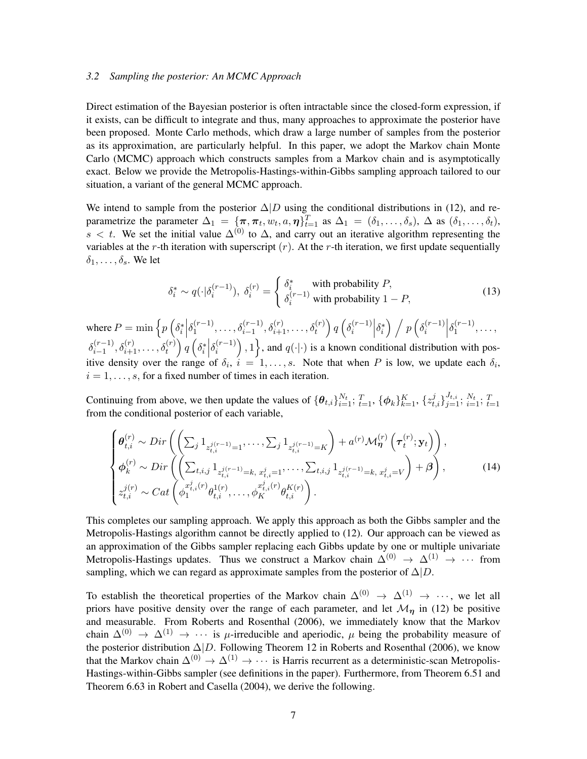### *3.2 Sampling the posterior: An MCMC Approach*

Direct estimation of the Bayesian posterior is often intractable since the closed-form expression, if it exists, can be difficult to integrate and thus, many approaches to approximate the posterior have been proposed. Monte Carlo methods, which draw a large number of samples from the posterior as its approximation, are particularly helpful. In this paper, we adopt the Markov chain Monte Carlo (MCMC) approach which constructs samples from a Markov chain and is asymptotically exact. Below we provide the Metropolis-Hastings-within-Gibbs sampling approach tailored to our situation, a variant of the general MCMC approach.

We intend to sample from the posterior $\Delta|D$ using the conditional distributions in (12), and re-parametrize the parameter $\Delta_1 = \{\boldsymbol{\pi}, \boldsymbol{\pi}_t, w_t, a, \boldsymbol{\eta}\}_{t=1}^T$ as $\Delta_1 = (\delta_1, \dots, \delta_s)$, $\Delta$ as $(\delta_1, \dots, \delta_t)$, $s < t$. We set the initial value $\Delta^{(0)}$ to $\Delta$, and carry out an iterative algorithm representing the variables at the $r$-th iteration with superscript $(r)$. At the $r$-th iteration, we first update sequentially $\delta_1, \dots, \delta_s$. We let

$$\delta_i^* \sim q(\cdot|\delta_i^{(r-1)}),\ \delta_i^{(r)} = \begin{cases} \delta_i^* & \text{with probability } P, \\ \delta_i^{(r-1)} & \text{with probability } 1 - P, \end{cases} \tag{13}$$

where $P = \min\left\{ p\left(\delta_i^* \middle| \delta_1^{(r-1)}, \dots, \delta_{i-1}^{(r-1)}, \delta_{i+1}^{(r)}, \dots, \delta_t^{(r)}\right) q\left(\delta_i^{(r-1)} \middle| \delta_i^*\right) \Big/ p\left(\delta_i^{(r-1)} \middle| \delta_1^{(r-1)}, \dots, \delta_{i-1}^{(r-1)}, \delta_{i+1}^{(r)}, \dots, \delta_t^{(r)}\right) q\left(\delta_i^* \middle| \delta_i^{(r-1)}\right), 1 \right\}$, and $q(\cdot|\cdot)$ is a known conditional distribution with positive density over the range of $\delta_i$, $i = 1, \dots, s$. Note that when $P$ is low, we update each $\delta_i$, $i = 1, \dots, s$, for a fixed number of times in each iteration.

Continuing from above, we then update the values of $\{\boldsymbol{\theta}_{t,i}\}_{i=1}^{N_t}; {}_{t=1}^{T}$, $\{\boldsymbol{\phi}_k\}_{k=1}^K$, $\{z_{t,i}^j\}_{j=1}^{J_{t,i}}; {}_{i=1}^{N_t}; {}_{t=1}^{T}$ from the conditional posterior of each variable,

$$\begin{cases} \boldsymbol{\theta}_{t,i}^{(r)} \sim Dir\left( \left( \sum_j 1_{z_{t,i}^{j(r-1)}=1}, \dots, \sum_j 1_{z_{t,i}^{j(r-1)}=K} \right) + a^{(r)} \mathcal{M}_{\boldsymbol{\eta}}^{(r)}\left(\boldsymbol{\tau}_t^{(r)}; \mathbf{y}_t\right) \right), \\ \boldsymbol{\phi}_k^{(r)} \sim Dir\left( \left( \sum_{t,i,j} 1_{z_{t,i}^{j(r-1)}=k,\ x_{t,i}^j=1}, \dots, \sum_{t,i,j} 1_{z_{t,i}^{j(r-1)}=k,\ x_{t,i}^j=V} \right) + \boldsymbol{\beta} \right), \\ z_{t,i}^{j(r)} \sim Cat\left( \phi_1^{x_{t,i}^j (r)} \theta_{t,i}^{1(r)}, \dots, \phi_K^{x_{t,i}^j (r)} \theta_{t,i}^{K(r)} \right). \end{cases} \tag{14}$$

This completes our sampling approach. We apply this approach as both the Gibbs sampler and the Metropolis-Hastings algorithm cannot be directly applied to (12). Our approach can be viewed as an approximation of the Gibbs sampler replacing each Gibbs update by one or multiple univariate Metropolis-Hastings updates. Thus we construct a Markov chain $\Delta^{(0)} \to \Delta^{(1)} \to \cdots$ from sampling, which we can regard as approximate samples from the posterior of $\Delta|D$.

To establish the theoretical properties of the Markov chain $\Delta^{(0)} \to \Delta^{(1)} \to \cdots$, we let all priors have positive density over the range of each parameter, and let $\mathcal{M}_{\boldsymbol{\eta}}$ in (12) be positive and measurable. From Roberts and Rosenthal (2006), we immediately know that the Markov chain $\Delta^{(0)} \to \Delta^{(1)} \to \cdots$ is $\mu$-irreducible and aperiodic, $\mu$ being the probability measure of the posterior distribution $\Delta|D$. Following Theorem 12 in Roberts and Rosenthal (2006), we know that the Markov chain $\Delta^{(0)} \to \Delta^{(1)} \to \cdots$ is Harris recurrent as a deterministic-scan Metropolis-Hastings-within-Gibbs sampler (see definitions in the paper). Furthermore, from Theorem 6.51 and Theorem 6.63 in Robert and Casella (2004), we derive the following.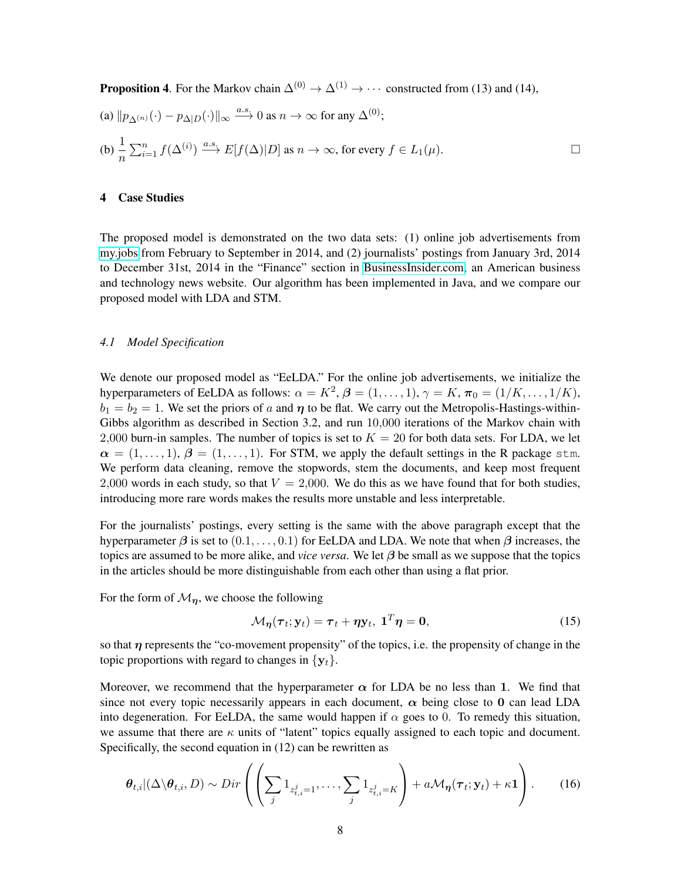**Proposition 4**. For the Markov chain $\Delta^{(0)} \to \Delta^{(1)} \to \cdots$ constructed from (13) and (14),

(a) $\|p_{\Delta^{(n)}}(\cdot) - p_{\Delta|D}(\cdot)\|_\infty \xrightarrow{a.s.} 0$ as $n \to \infty$ for any $\Delta^{(0)}$;

(b) $\frac{1}{n}\sum_{i=1}^{n} f(\Delta^{(i)}) \xrightarrow{a.s.} E[f(\Delta)|D]$ as $n \to \infty$, for every $f \in L_1(\mu)$. □

## 4 Case Studies

The proposed model is demonstrated on the two data sets: (1) online job advertisements from my.jobs from February to September in 2014, and (2) journalists' postings from January 3rd, 2014 to December 31st, 2014 in the "Finance" section in BusinessInsider.com, an American business and technology news website. Our algorithm has been implemented in Java, and we compare our proposed model with LDA and STM.

### *4.1 Model Specification*

We denote our proposed model as "EeLDA." For the online job advertisements, we initialize the hyperparameters of EeLDA as follows: $\alpha = K^2$, $\boldsymbol{\beta} = (1, \dots, 1)$, $\gamma = K$, $\boldsymbol{\pi}_0 = (1/K, \dots, 1/K)$, $b_1 = b_2 = 1$. We set the priors of $a$ and $\boldsymbol{\eta}$ to be flat. We carry out the Metropolis-Hastings-within-Gibbs algorithm as described in Section 3.2, and run 10,000 iterations of the Markov chain with 2,000 burn-in samples. The number of topics is set to $K = 20$ for both data sets. For LDA, we let $\boldsymbol{\alpha} = (1, \dots, 1)$, $\boldsymbol{\beta} = (1, \dots, 1)$. For STM, we apply the default settings in the R package `stm`. We perform data cleaning, remove the stopwords, stem the documents, and keep most frequent 2,000 words in each study, so that $V = 2{,}000$. We do this as we have found that for both studies, introducing more rare words makes the results more unstable and less interpretable.

For the journalists' postings, every setting is the same with the above paragraph except that the hyperparameter $\boldsymbol{\beta}$ is set to $(0.1, \dots, 0.1)$ for EeLDA and LDA. We note that when $\boldsymbol{\beta}$ increases, the topics are assumed to be more alike, and *vice versa*. We let $\boldsymbol{\beta}$ be small as we suppose that the topics in the articles should be more distinguishable from each other than using a flat prior.

For the form of $\mathcal{M}_{\boldsymbol{\eta}}$, we choose the following

$$\mathcal{M}_{\boldsymbol{\eta}}(\boldsymbol{\tau}_t; \mathbf{y}_t) = \boldsymbol{\tau}_t + \boldsymbol{\eta}\mathbf{y}_t,\ \mathbf{1}^T\boldsymbol{\eta} = \mathbf{0}, \tag{15}$$

so that $\boldsymbol{\eta}$ represents the "co-movement propensity" of the topics, i.e. the propensity of change in the topic proportions with regard to changes in $\{\mathbf{y}_t\}$.

Moreover, we recommend that the hyperparameter $\boldsymbol{\alpha}$ for LDA be no less than $\mathbf{1}$. We find that since not every topic necessarily appears in each document, $\boldsymbol{\alpha}$ being close to $\mathbf{0}$ can lead LDA into degeneration. For EeLDA, the same would happen if $\alpha$ goes to 0. To remedy this situation, we assume that there are $\kappa$ units of "latent" topics equally assigned to each topic and document. Specifically, the second equation in (12) can be rewritten as

$$\boldsymbol{\theta}_{t,i}|(\Delta\backslash\boldsymbol{\theta}_{t,i}, D) \sim Dir\left(\left(\sum_j 1_{z_{t,i}^j=1}, \dots, \sum_j 1_{z_{t,i}^j=K}\right) + a\mathcal{M}_{\boldsymbol{\eta}}(\boldsymbol{\tau}_t; \mathbf{y}_t) + \kappa\mathbf{1}\right). \tag{16}$$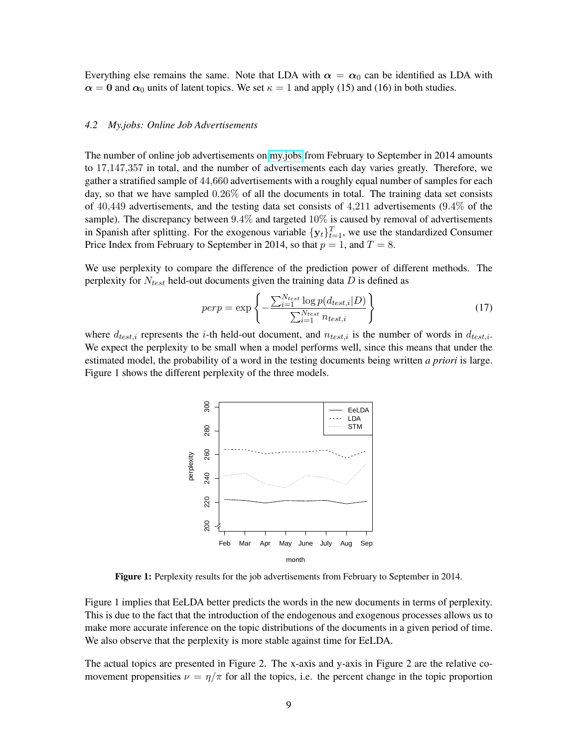Everything else remains the same. Note that LDA with $\boldsymbol{\alpha} = \boldsymbol{\alpha}_0$ can be identified as LDA with $\boldsymbol{\alpha} = \mathbf{0}$ and $\boldsymbol{\alpha}_0$ units of latent topics. We set $\kappa = 1$ and apply (15) and (16) in both studies.

### *4.2 My.jobs: Online Job Advertisements*

The number of online job advertisements on my.jobs from February to September in 2014 amounts to 17,147,357 in total, and the number of advertisements each day varies greatly. Therefore, we gather a stratified sample of 44,660 advertisements with a roughly equal number of samples for each day, so that we have sampled 0.26% of all the documents in total. The training data set consists of 40,449 advertisements, and the testing data set consists of 4,211 advertisements (9.4% of the sample). The discrepancy between 9.4% and targeted 10% is caused by removal of advertisements in Spanish after splitting. For the exogenous variable $\{\mathbf{y}_t\}_{t=1}^{T}$, we use the standardized Consumer Price Index from February to September in 2014, so that $p = 1$, and $T = 8$.

We use perplexity to compare the difference of the prediction power of different methods. The perplexity for $N_{test}$ held-out documents given the training data $D$ is defined as

$$perp = \exp\left\{-\frac{\sum_{i=1}^{N_{test}} \log p(d_{test,i}|D)}{\sum_{i=1}^{N_{test}} n_{test,i}}\right\} \tag{17}$$

where $d_{test,i}$ represents the $i$-th held-out document, and $n_{test,i}$ is the number of words in $d_{test,i}$. We expect the perplexity to be small when a model performs well, since this means that under the estimated model, the probability of a word in the testing documents being written *a priori* is large. Figure 1 shows the different perplexity of the three models.

**Figure 1:** Perplexity results for the job advertisements from February to September in 2014.

Figure 1 implies that EeLDA better predicts the words in the new documents in terms of perplexity. This is due to the fact that the introduction of the endogenous and exogenous processes allows us to make more accurate inference on the topic distributions of the documents in a given period of time. We also observe that the perplexity is more stable against time for EeLDA.

The actual topics are presented in Figure 2. The x-axis and y-axis in Figure 2 are the relative co-movement propensities $\nu = \eta/\pi$ for all the topics, i.e. the percent change in the topic proportion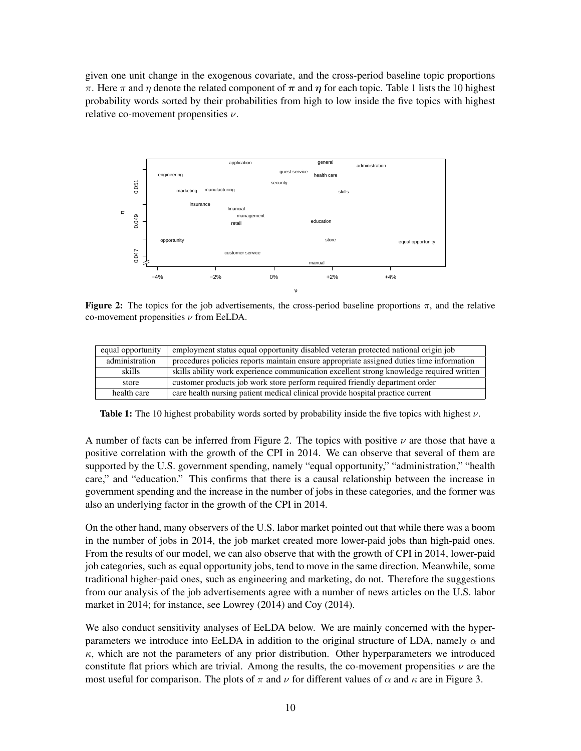given one unit change in the exogenous covariate, and the cross-period baseline topic proportions $\pi$. Here $\pi$ and $\eta$ denote the related component of $\boldsymbol{\pi}$ and $\boldsymbol{\eta}$ for each topic. Table 1 lists the 10 highest probability words sorted by their probabilities from high to low inside the five topics with highest relative co-movement propensities $\nu$.

**Figure 2:** The topics for the job advertisements, the cross-period baseline proportions $\pi$, and the relative co-movement propensities $\nu$ from EeLDA.

| equal opportunity | employment status equal opportunity disabled veteran protected national origin job |
|---|---|
| administration | procedures policies reports maintain ensure appropriate assigned duties time information |
| skills | skills ability work experience communication excellent strong knowledge required written |
| store | customer products job work store perform required friendly department order |
| health care | care health nursing patient medical clinical provide hospital practice current |

**Table 1:** The 10 highest probability words sorted by probability inside the five topics with highest $\nu$.

A number of facts can be inferred from Figure 2. The topics with positive $\nu$ are those that have a positive correlation with the growth of the CPI in 2014. We can observe that several of them are supported by the U.S. government spending, namely "equal opportunity," "administration," "health care," and "education." This confirms that there is a causal relationship between the increase in government spending and the increase in the number of jobs in these categories, and the former was also an underlying factor in the growth of the CPI in 2014.

On the other hand, many observers of the U.S. labor market pointed out that while there was a boom in the number of jobs in 2014, the job market created more lower-paid jobs than high-paid ones. From the results of our model, we can also observe that with the growth of CPI in 2014, lower-paid job categories, such as equal opportunity jobs, tend to move in the same direction. Meanwhile, some traditional higher-paid ones, such as engineering and marketing, do not. Therefore the suggestions from our analysis of the job advertisements agree with a number of news articles on the U.S. labor market in 2014; for instance, see Lowrey (2014) and Coy (2014).

We also conduct sensitivity analyses of EeLDA below. We are mainly concerned with the hyperparameters we introduce into EeLDA in addition to the original structure of LDA, namely $\alpha$ and $\kappa$, which are not the parameters of any prior distribution. Other hyperparameters we introduced constitute flat priors which are trivial. Among the results, the co-movement propensities $\nu$ are the most useful for comparison. The plots of $\pi$ and $\nu$ for different values of $\alpha$ and $\kappa$ are in Figure 3.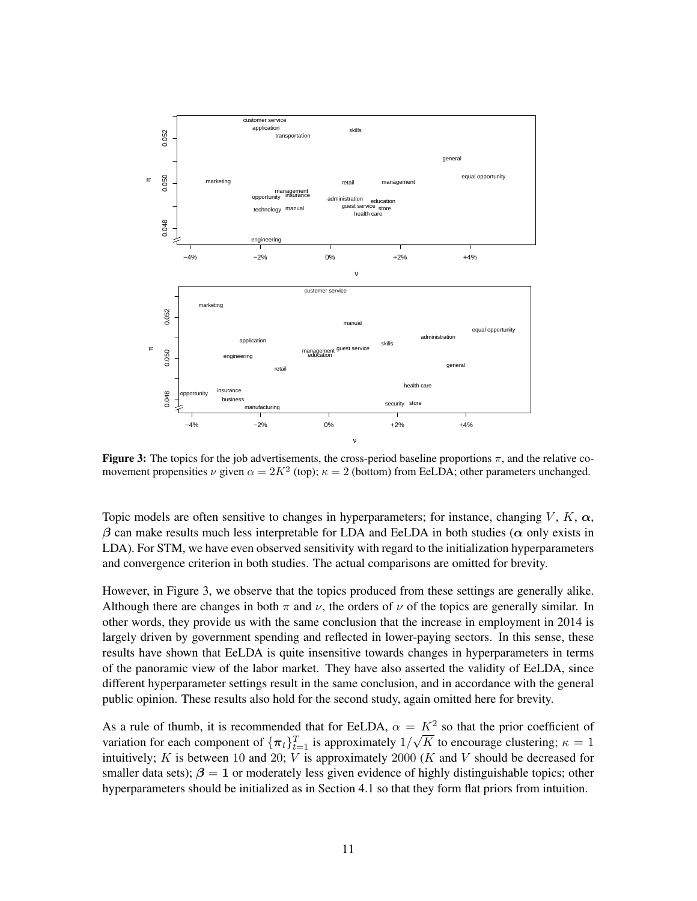Figure 3: The topics for the job advertisements, the cross-period baseline proportions $\pi$, and the relative co-movement propensities $\nu$ given $\alpha = 2K^2$ (top); $\kappa = 2$ (bottom) from EeLDA; other parameters unchanged.

Topic models are often sensitive to changes in hyperparameters; for instance, changing $V$, $K$, $\boldsymbol{\alpha}$, $\boldsymbol{\beta}$ can make results much less interpretable for LDA and EeLDA in both studies ($\boldsymbol{\alpha}$ only exists in LDA). For STM, we have even observed sensitivity with regard to the initialization hyperparameters and convergence criterion in both studies. The actual comparisons are omitted for brevity.

However, in Figure 3, we observe that the topics produced from these settings are generally alike. Although there are changes in both $\pi$ and $\nu$, the orders of $\nu$ of the topics are generally similar. In other words, they provide us with the same conclusion that the increase in employment in 2014 is largely driven by government spending and reflected in lower-paying sectors. In this sense, these results have shown that EeLDA is quite insensitive towards changes in hyperparameters in terms of the panoramic view of the labor market. They have also asserted the validity of EeLDA, since different hyperparameter settings result in the same conclusion, and in accordance with the general public opinion. These results also hold for the second study, again omitted here for brevity.

As a rule of thumb, it is recommended that for EeLDA, $\alpha = K^2$ so that the prior coefficient of variation for each component of $\{\boldsymbol{\pi}_t\}_{t=1}^T$ is approximately $1/\sqrt{K}$ to encourage clustering; $\kappa = 1$ intuitively; $K$ is between 10 and 20; $V$ is approximately 2000 ($K$ and $V$ should be decreased for smaller data sets); $\boldsymbol{\beta} = \mathbf{1}$ or moderately less given evidence of highly distinguishable topics; other hyperparameters should be initialized as in Section 4.1 so that they form flat priors from intuition.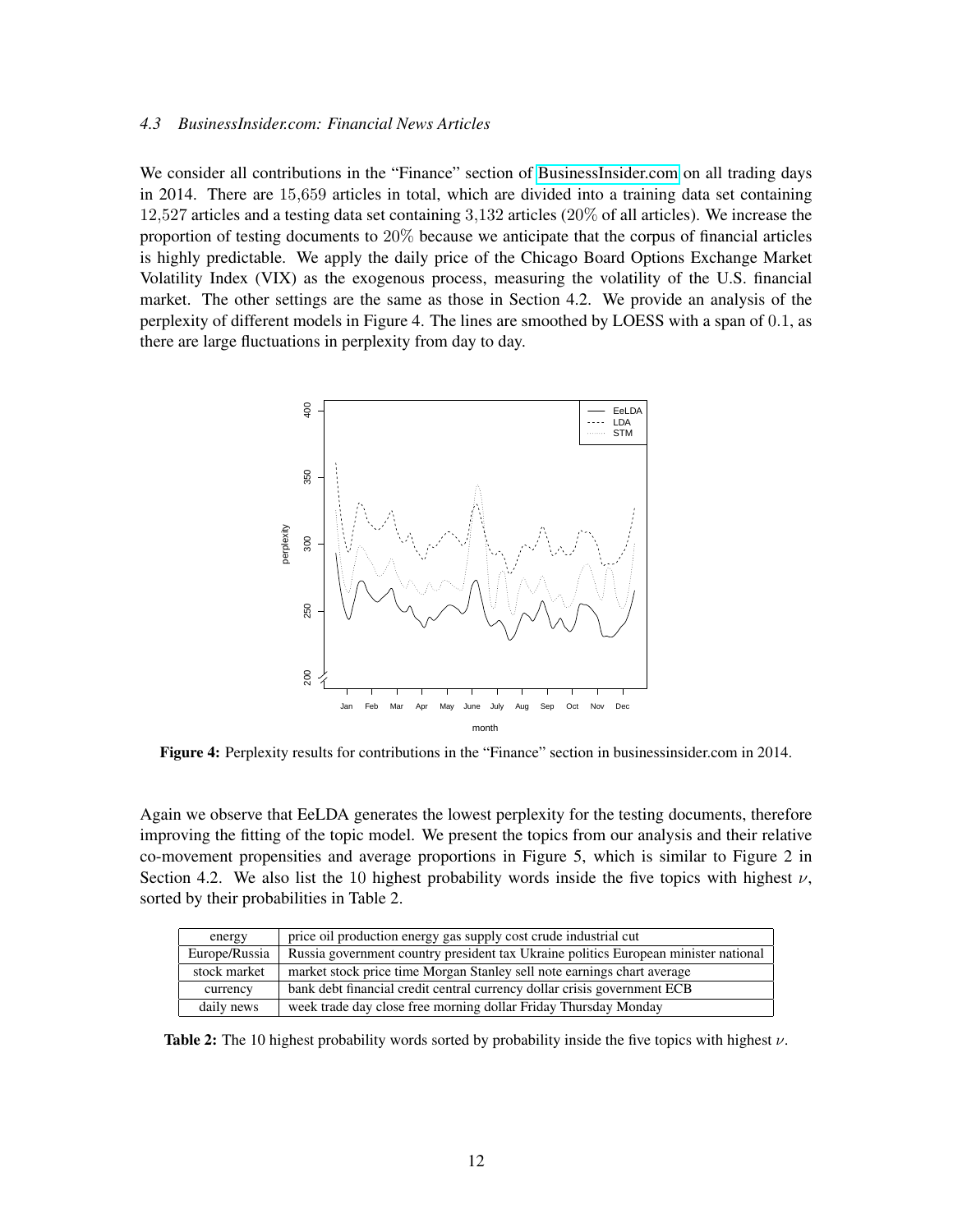### 4.3 *BusinessInsider.com: Financial News Articles*

We consider all contributions in the "Finance" section of BusinessInsider.com on all trading days in 2014. There are 15,659 articles in total, which are divided into a training data set containing 12,527 articles and a testing data set containing 3,132 articles (20% of all articles). We increase the proportion of testing documents to 20% because we anticipate that the corpus of financial articles is highly predictable. We apply the daily price of the Chicago Board Options Exchange Market Volatility Index (VIX) as the exogenous process, measuring the volatility of the U.S. financial market. The other settings are the same as those in Section 4.2. We provide an analysis of the perplexity of different models in Figure 4. The lines are smoothed by LOESS with a span of 0.1, as there are large fluctuations in perplexity from day to day.

**Figure 4:** Perplexity results for contributions in the "Finance" section in businessinsider.com in 2014.

Again we observe that EeLDA generates the lowest perplexity for the testing documents, therefore improving the fitting of the topic model. We present the topics from our analysis and their relative co-movement propensities and average proportions in Figure 5, which is similar to Figure 2 in Section 4.2. We also list the 10 highest probability words inside the five topics with highest $\nu$, sorted by their probabilities in Table 2.

| | |
|---|---|
| energy | price oil production energy gas supply cost crude industrial cut |
| Europe/Russia | Russia government country president tax Ukraine politics European minister national |
| stock market | market stock price time Morgan Stanley sell note earnings chart average |
| currency | bank debt financial credit central currency dollar crisis government ECB |
| daily news | week trade day close free morning dollar Friday Thursday Monday |

**Table 2:** The 10 highest probability words sorted by probability inside the five topics with highest $\nu$.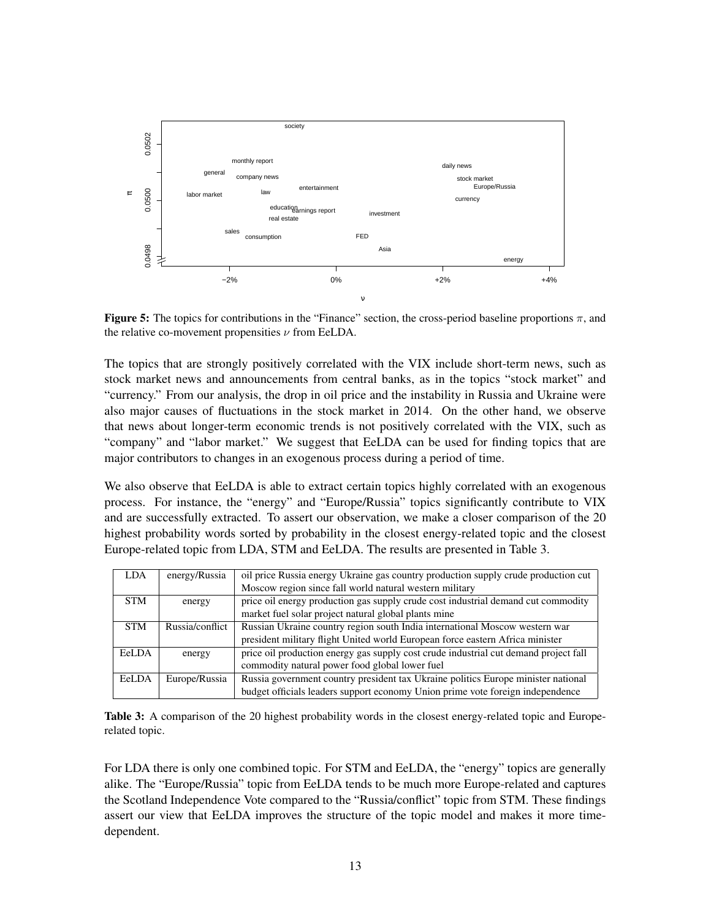**Figure 5:** The topics for contributions in the "Finance" section, the cross-period baseline proportions $\pi$, and the relative co-movement propensities $\nu$ from EeLDA.

The topics that are strongly positively correlated with the VIX include short-term news, such as stock market news and announcements from central banks, as in the topics "stock market" and "currency." From our analysis, the drop in oil price and the instability in Russia and Ukraine were also major causes of fluctuations in the stock market in 2014. On the other hand, we observe that news about longer-term economic trends is not positively correlated with the VIX, such as "company" and "labor market." We suggest that EeLDA can be used for finding topics that are major contributors to changes in an exogenous process during a period of time.

We also observe that EeLDA is able to extract certain topics highly correlated with an exogenous process. For instance, the "energy" and "Europe/Russia" topics significantly contribute to VIX and are successfully extracted. To assert our observation, we make a closer comparison of the 20 highest probability words sorted by probability in the closest energy-related topic and the closest Europe-related topic from LDA, STM and EeLDA. The results are presented in Table 3.

| LDA | energy/Russia | oil price Russia energy Ukraine gas country production supply crude production cut Moscow region since fall world natural western military |
|---|---|---|
| STM | energy | price oil energy production gas supply crude cost industrial demand cut commodity market fuel solar project natural global plants mine |
| STM | Russia/conflict | Russian Ukraine country region south India international Moscow western war president military flight United world European force eastern Africa minister |
| EeLDA | energy | price oil production energy gas supply crude industrial cut demand project fall commodity natural power food global lower fuel |
| EeLDA | Europe/Russia | Russia government country president tax Ukraine politics Europe minister national budget officials leaders support economy Union prime vote foreign independence |

**Table 3:** A comparison of the 20 highest probability words in the closest energy-related topic and Europe-related topic.

For LDA there is only one combined topic. For STM and EeLDA, the "energy" topics are generally alike. The "Europe/Russia" topic from EeLDA tends to be much more Europe-related and captures the Scotland Independence Vote compared to the "Russia/conflict" topic from STM. These findings assert our view that EeLDA improves the structure of the topic model and makes it more time-dependent.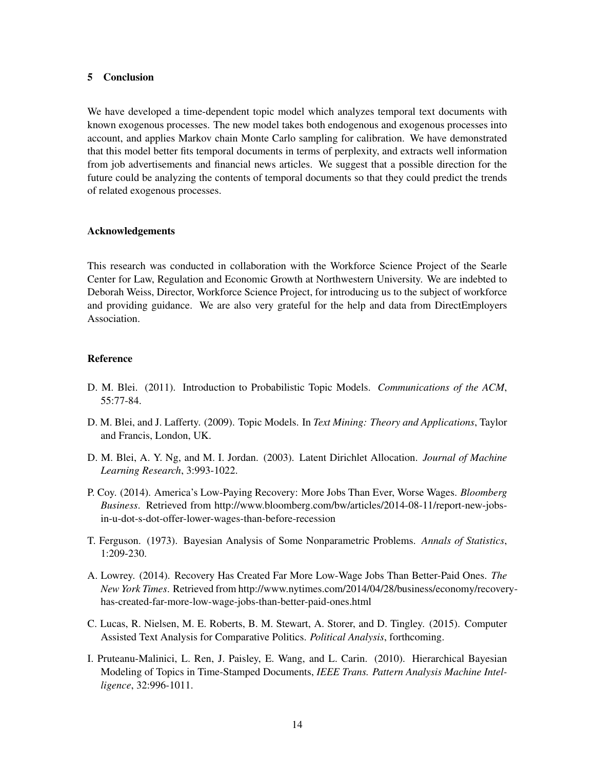## 5 Conclusion

We have developed a time-dependent topic model which analyzes temporal text documents with known exogenous processes. The new model takes both endogenous and exogenous processes into account, and applies Markov chain Monte Carlo sampling for calibration. We have demonstrated that this model better fits temporal documents in terms of perplexity, and extracts well information from job advertisements and financial news articles. We suggest that a possible direction for the future could be analyzing the contents of temporal documents so that they could predict the trends of related exogenous processes.

### Acknowledgements

This research was conducted in collaboration with the Workforce Science Project of the Searle Center for Law, Regulation and Economic Growth at Northwestern University. We are indebted to Deborah Weiss, Director, Workforce Science Project, for introducing us to the subject of workforce and providing guidance. We are also very grateful for the help and data from DirectEmployers Association.

### Reference

D. M. Blei. (2011). Introduction to Probabilistic Topic Models. *Communications of the ACM*, 55:77-84.

D. M. Blei, and J. Lafferty. (2009). Topic Models. In *Text Mining: Theory and Applications*, Taylor and Francis, London, UK.

D. M. Blei, A. Y. Ng, and M. I. Jordan. (2003). Latent Dirichlet Allocation. *Journal of Machine Learning Research*, 3:993-1022.

P. Coy. (2014). America's Low-Paying Recovery: More Jobs Than Ever, Worse Wages. *Bloomberg Business*. Retrieved from http://www.bloomberg.com/bw/articles/2014-08-11/report-new-jobs-in-u-dot-s-dot-offer-lower-wages-than-before-recession

T. Ferguson. (1973). Bayesian Analysis of Some Nonparametric Problems. *Annals of Statistics*, 1:209-230.

A. Lowrey. (2014). Recovery Has Created Far More Low-Wage Jobs Than Better-Paid Ones. *The New York Times*. Retrieved from http://www.nytimes.com/2014/04/28/business/economy/recovery-has-created-far-more-low-wage-jobs-than-better-paid-ones.html

C. Lucas, R. Nielsen, M. E. Roberts, B. M. Stewart, A. Storer, and D. Tingley. (2015). Computer Assisted Text Analysis for Comparative Politics. *Political Analysis*, forthcoming.

I. Pruteanu-Malinici, L. Ren, J. Paisley, E. Wang, and L. Carin. (2010). Hierarchical Bayesian Modeling of Topics in Time-Stamped Documents, *IEEE Trans. Pattern Analysis Machine Intelligence*, 32:996-1011.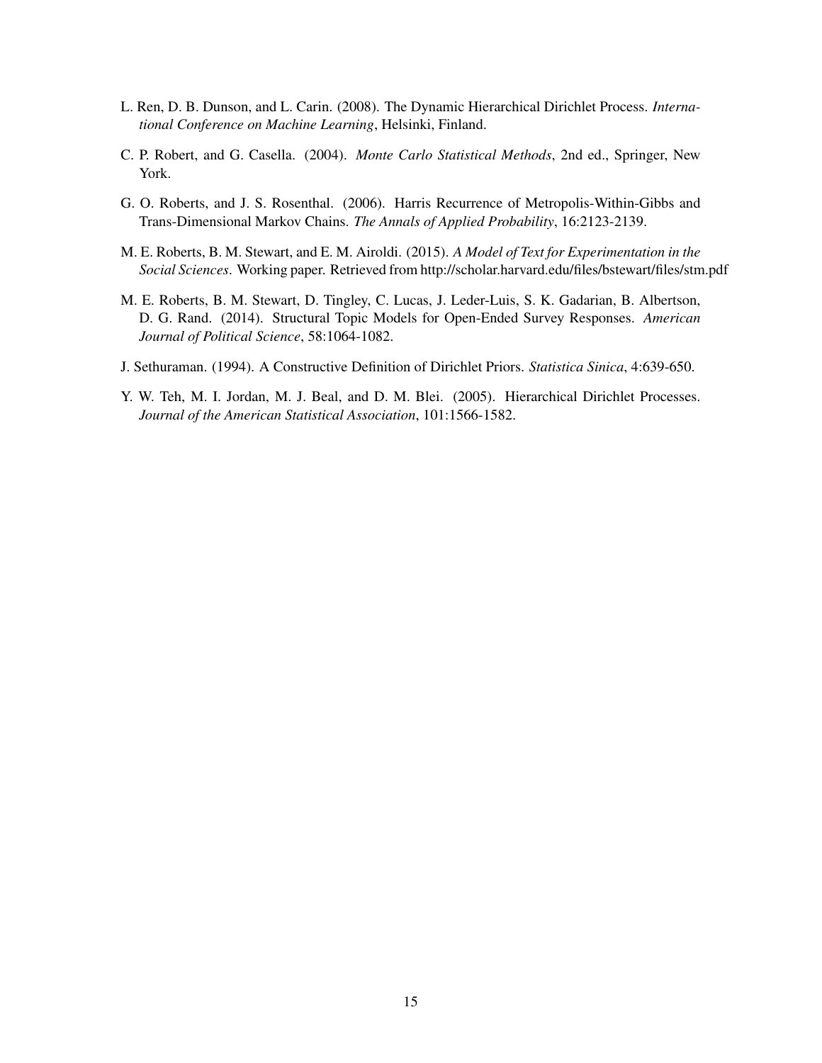L. Ren, D. B. Dunson, and L. Carin. (2008). The Dynamic Hierarchical Dirichlet Process. *International Conference on Machine Learning*, Helsinki, Finland.

C. P. Robert, and G. Casella. (2004). *Monte Carlo Statistical Methods*, 2nd ed., Springer, New York.

G. O. Roberts, and J. S. Rosenthal. (2006). Harris Recurrence of Metropolis-Within-Gibbs and Trans-Dimensional Markov Chains. *The Annals of Applied Probability*, 16:2123-2139.

M. E. Roberts, B. M. Stewart, and E. M. Airoldi. (2015). *A Model of Text for Experimentation in the Social Sciences*. Working paper. Retrieved from http://scholar.harvard.edu/files/bstewart/files/stm.pdf

M. E. Roberts, B. M. Stewart, D. Tingley, C. Lucas, J. Leder-Luis, S. K. Gadarian, B. Albertson, D. G. Rand. (2014). Structural Topic Models for Open-Ended Survey Responses. *American Journal of Political Science*, 58:1064-1082.

J. Sethuraman. (1994). A Constructive Definition of Dirichlet Priors. *Statistica Sinica*, 4:639-650.

Y. W. Teh, M. I. Jordan, M. J. Beal, and D. M. Blei. (2005). Hierarchical Dirichlet Processes. *Journal of the American Statistical Association*, 101:1566-1582.